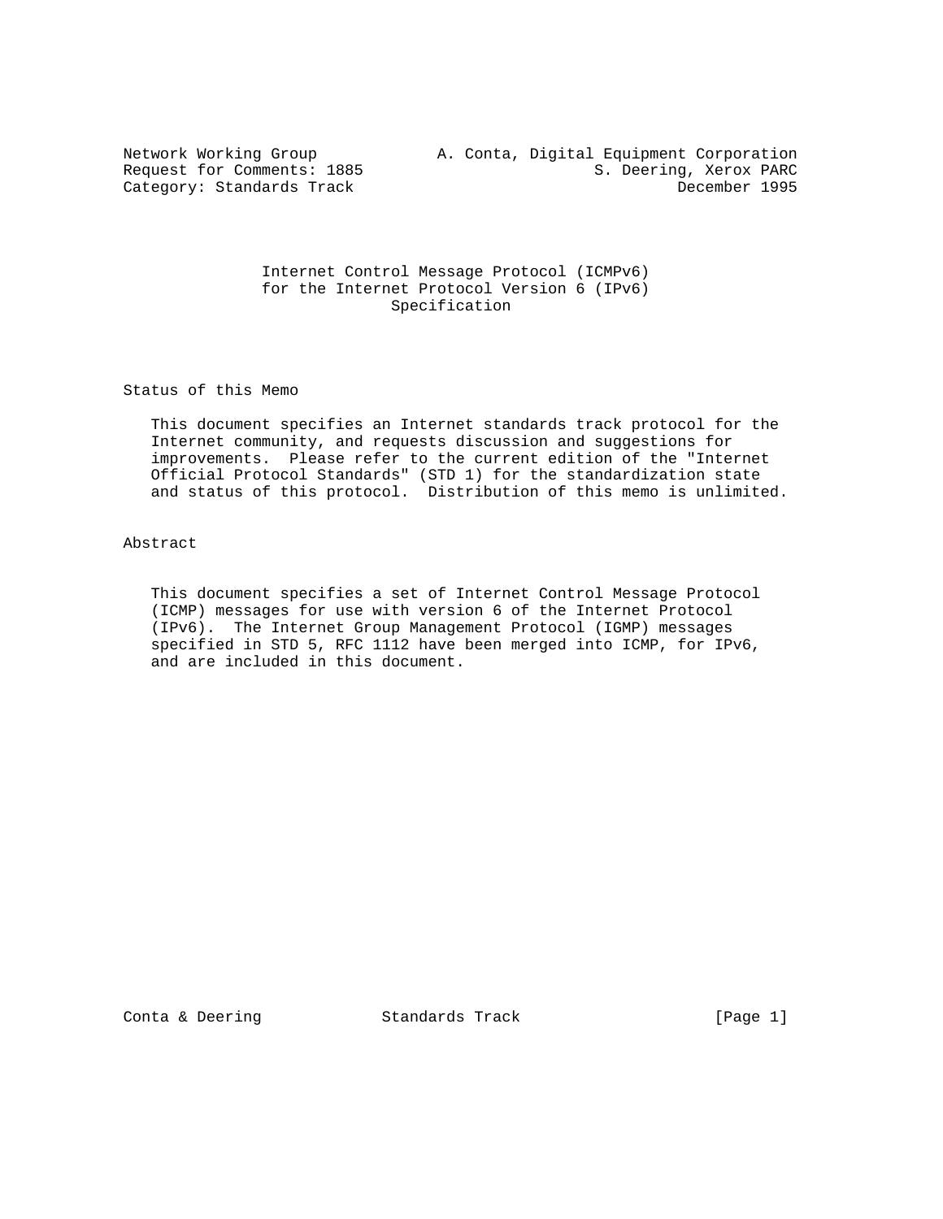Network Working Group A. Conta, Digital Equipment Corporation
Request for Comments: 1885 S. Deering, Xerox PARC
Category: Standards Track December 1995

# Internet Control Message Protocol (ICMPv6) for the Internet Protocol Version 6 (IPv6) Specification

## Status of this Memo

This document specifies an Internet standards track protocol for the Internet community, and requests discussion and suggestions for improvements. Please refer to the current edition of the "Internet Official Protocol Standards" (STD 1) for the standardization state and status of this protocol. Distribution of this memo is unlimited.

## Abstract

This document specifies a set of Internet Control Message Protocol (ICMP) messages for use with version 6 of the Internet Protocol (IPv6). The Internet Group Management Protocol (IGMP) messages specified in STD 5, RFC 1112 have been merged into ICMP, for IPv6, and are included in this document.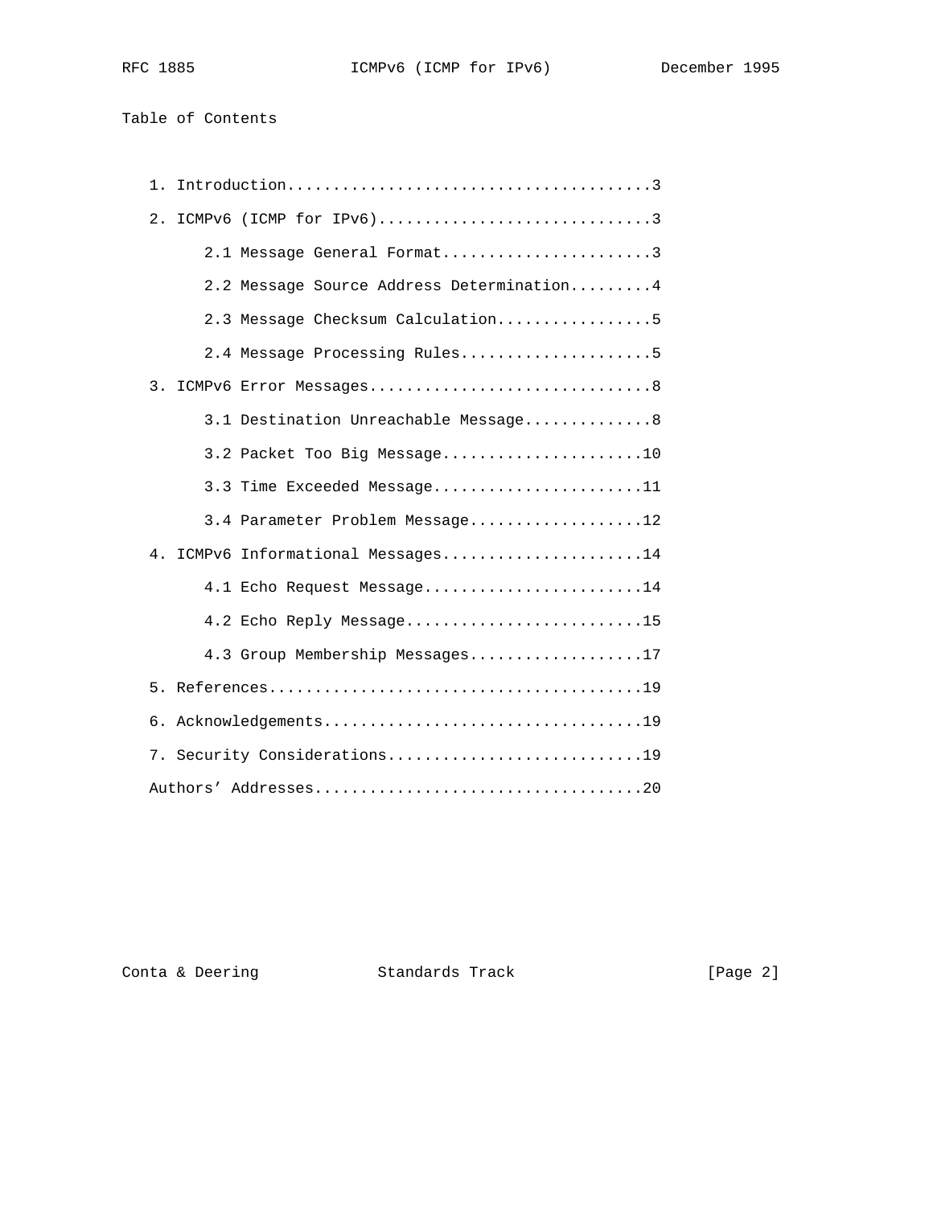Table of Contents

1. Introduction........................................3
2. ICMPv6 (ICMP for IPv6)..............................3
    2.1 Message General Format.......................3
    2.2 Message Source Address Determination.........4
    2.3 Message Checksum Calculation.................5
    2.4 Message Processing Rules.....................5
3. ICMPv6 Error Messages...............................8
    3.1 Destination Unreachable Message.............8
    3.2 Packet Too Big Message......................10
    3.3 Time Exceeded Message.......................11
    3.4 Parameter Problem Message...................12
4. ICMPv6 Informational Messages......................14
    4.1 Echo Request Message........................14
    4.2 Echo Reply Message..........................15
    4.3 Group Membership Messages...................17
5. References.........................................19
6. Acknowledgements...................................19
7. Security Considerations............................19
Authors' Addresses....................................20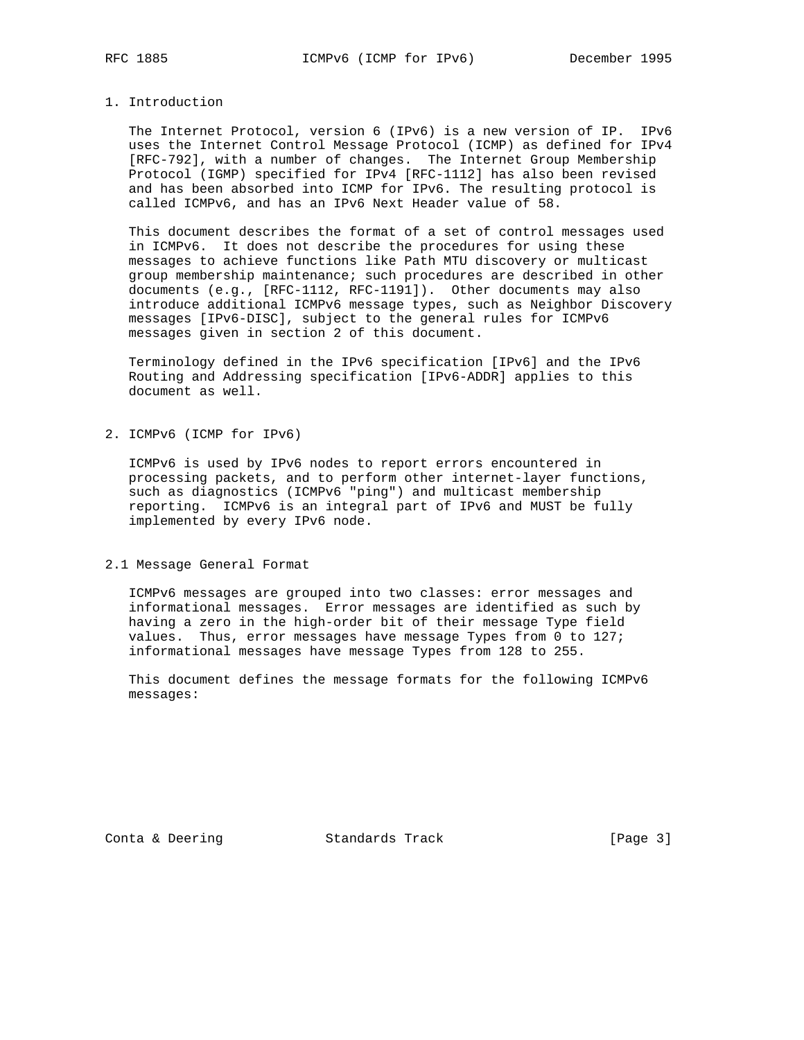# 1. Introduction

The Internet Protocol, version 6 (IPv6) is a new version of IP. IPv6 uses the Internet Control Message Protocol (ICMP) as defined for IPv4 [RFC-792], with a number of changes. The Internet Group Membership Protocol (IGMP) specified for IPv4 [RFC-1112] has also been revised and has been absorbed into ICMP for IPv6. The resulting protocol is called ICMPv6, and has an IPv6 Next Header value of 58.

This document describes the format of a set of control messages used in ICMPv6. It does not describe the procedures for using these messages to achieve functions like Path MTU discovery or multicast group membership maintenance; such procedures are described in other documents (e.g., [RFC-1112, RFC-1191]). Other documents may also introduce additional ICMPv6 message types, such as Neighbor Discovery messages [IPv6-DISC], subject to the general rules for ICMPv6 messages given in section 2 of this document.

Terminology defined in the IPv6 specification [IPv6] and the IPv6 Routing and Addressing specification [IPv6-ADDR] applies to this document as well.

# 2. ICMPv6 (ICMP for IPv6)

ICMPv6 is used by IPv6 nodes to report errors encountered in processing packets, and to perform other internet-layer functions, such as diagnostics (ICMPv6 "ping") and multicast membership reporting. ICMPv6 is an integral part of IPv6 and MUST be fully implemented by every IPv6 node.

## 2.1 Message General Format

ICMPv6 messages are grouped into two classes: error messages and informational messages. Error messages are identified as such by having a zero in the high-order bit of their message Type field values. Thus, error messages have message Types from 0 to 127; informational messages have message Types from 128 to 255.

This document defines the message formats for the following ICMPv6 messages: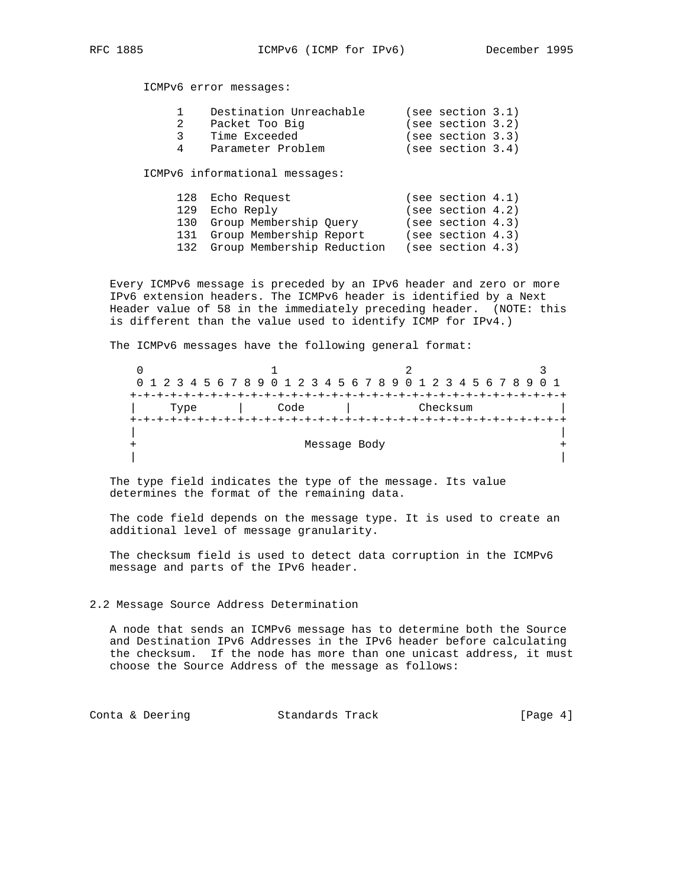ICMPv6 error messages:

```
     1    Destination Unreachable      (see section 3.1)
     2    Packet Too Big               (see section 3.2)
     3    Time Exceeded                (see section 3.3)
     4    Parameter Problem            (see section 3.4)
```

ICMPv6 informational messages:

```
     128  Echo Request                 (see section 4.1)
     129  Echo Reply                   (see section 4.2)
     130  Group Membership Query       (see section 4.3)
     131  Group Membership Report      (see section 4.3)
     132  Group Membership Reduction   (see section 4.3)
```

Every ICMPv6 message is preceded by an IPv6 header and zero or more IPv6 extension headers. The ICMPv6 header is identified by a Next Header value of 58 in the immediately preceding header. (NOTE: this is different than the value used to identify ICMP for IPv4.)

The ICMPv6 messages have the following general format:

```
    0                   1                   2                   3
    0 1 2 3 4 5 6 7 8 9 0 1 2 3 4 5 6 7 8 9 0 1 2 3 4 5 6 7 8 9 0 1
   +-+-+-+-+-+-+-+-+-+-+-+-+-+-+-+-+-+-+-+-+-+-+-+-+-+-+-+-+-+-+-+-+
   |     Type      |     Code      |          Checksum             |
   +-+-+-+-+-+-+-+-+-+-+-+-+-+-+-+-+-+-+-+-+-+-+-+-+-+-+-+-+-+-+-+-+
   |                                                               |
   +                         Message Body                          +
   |                                                               |
```

The type field indicates the type of the message. Its value determines the format of the remaining data.

The code field depends on the message type. It is used to create an additional level of message granularity.

The checksum field is used to detect data corruption in the ICMPv6 message and parts of the IPv6 header.

## 2.2 Message Source Address Determination

A node that sends an ICMPv6 message has to determine both the Source and Destination IPv6 Addresses in the IPv6 header before calculating the checksum. If the node has more than one unicast address, it must choose the Source Address of the message as follows: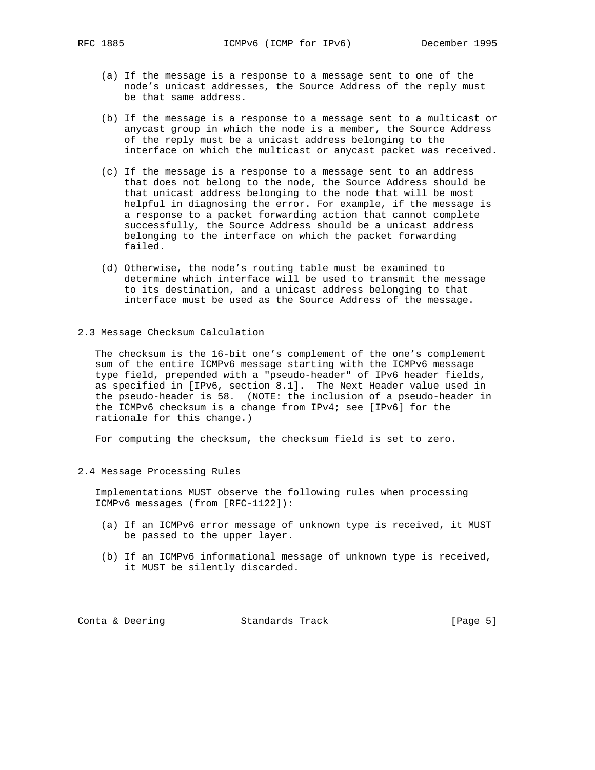(a) If the message is a response to a message sent to one of the node's unicast addresses, the Source Address of the reply must be that same address.

(b) If the message is a response to a message sent to a multicast or anycast group in which the node is a member, the Source Address of the reply must be a unicast address belonging to the interface on which the multicast or anycast packet was received.

(c) If the message is a response to a message sent to an address that does not belong to the node, the Source Address should be that unicast address belonging to the node that will be most helpful in diagnosing the error. For example, if the message is a response to a packet forwarding action that cannot complete successfully, the Source Address should be a unicast address belonging to the interface on which the packet forwarding failed.

(d) Otherwise, the node's routing table must be examined to determine which interface will be used to transmit the message to its destination, and a unicast address belonging to that interface must be used as the Source Address of the message.

## 2.3 Message Checksum Calculation

The checksum is the 16-bit one's complement of the one's complement sum of the entire ICMPv6 message starting with the ICMPv6 message type field, prepended with a "pseudo-header" of IPv6 header fields, as specified in [IPv6, section 8.1]. The Next Header value used in the pseudo-header is 58. (NOTE: the inclusion of a pseudo-header in the ICMPv6 checksum is a change from IPv4; see [IPv6] for the rationale for this change.)

For computing the checksum, the checksum field is set to zero.

## 2.4 Message Processing Rules

Implementations MUST observe the following rules when processing ICMPv6 messages (from [RFC-1122]):

(a) If an ICMPv6 error message of unknown type is received, it MUST be passed to the upper layer.

(b) If an ICMPv6 informational message of unknown type is received, it MUST be silently discarded.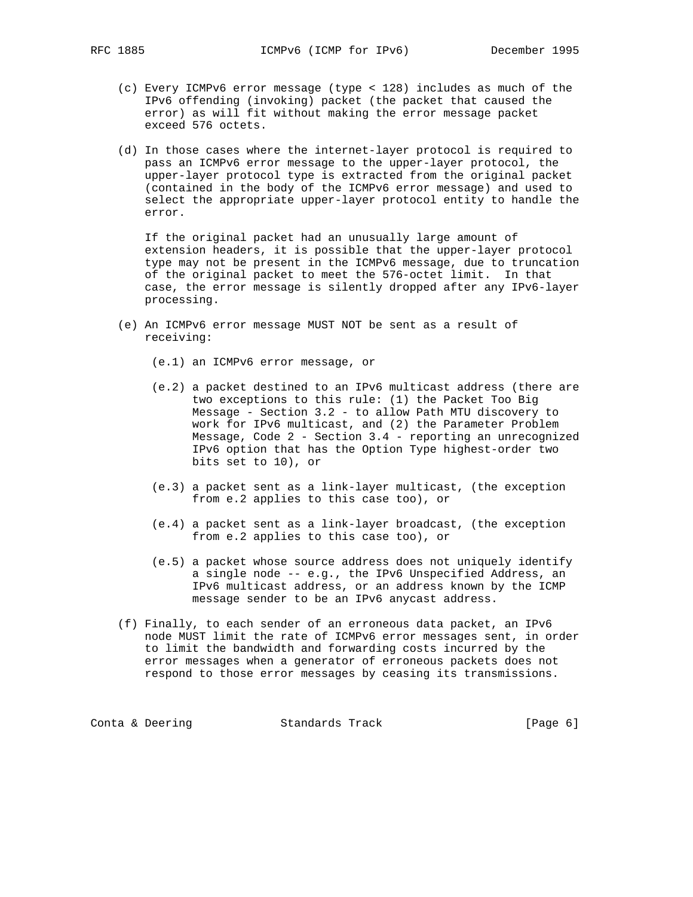(c) Every ICMPv6 error message (type < 128) includes as much of the IPv6 offending (invoking) packet (the packet that caused the error) as will fit without making the error message packet exceed 576 octets.

(d) In those cases where the internet-layer protocol is required to pass an ICMPv6 error message to the upper-layer protocol, the upper-layer protocol type is extracted from the original packet (contained in the body of the ICMPv6 error message) and used to select the appropriate upper-layer protocol entity to handle the error.

If the original packet had an unusually large amount of extension headers, it is possible that the upper-layer protocol type may not be present in the ICMPv6 message, due to truncation of the original packet to meet the 576-octet limit. In that case, the error message is silently dropped after any IPv6-layer processing.

(e) An ICMPv6 error message MUST NOT be sent as a result of receiving:

  (e.1) an ICMPv6 error message, or

  (e.2) a packet destined to an IPv6 multicast address (there are two exceptions to this rule: (1) the Packet Too Big Message - Section 3.2 - to allow Path MTU discovery to work for IPv6 multicast, and (2) the Parameter Problem Message, Code 2 - Section 3.4 - reporting an unrecognized IPv6 option that has the Option Type highest-order two bits set to 10), or

  (e.3) a packet sent as a link-layer multicast, (the exception from e.2 applies to this case too), or

  (e.4) a packet sent as a link-layer broadcast, (the exception from e.2 applies to this case too), or

  (e.5) a packet whose source address does not uniquely identify a single node -- e.g., the IPv6 Unspecified Address, an IPv6 multicast address, or an address known by the ICMP message sender to be an IPv6 anycast address.

(f) Finally, to each sender of an erroneous data packet, an IPv6 node MUST limit the rate of ICMPv6 error messages sent, in order to limit the bandwidth and forwarding costs incurred by the error messages when a generator of erroneous packets does not respond to those error messages by ceasing its transmissions.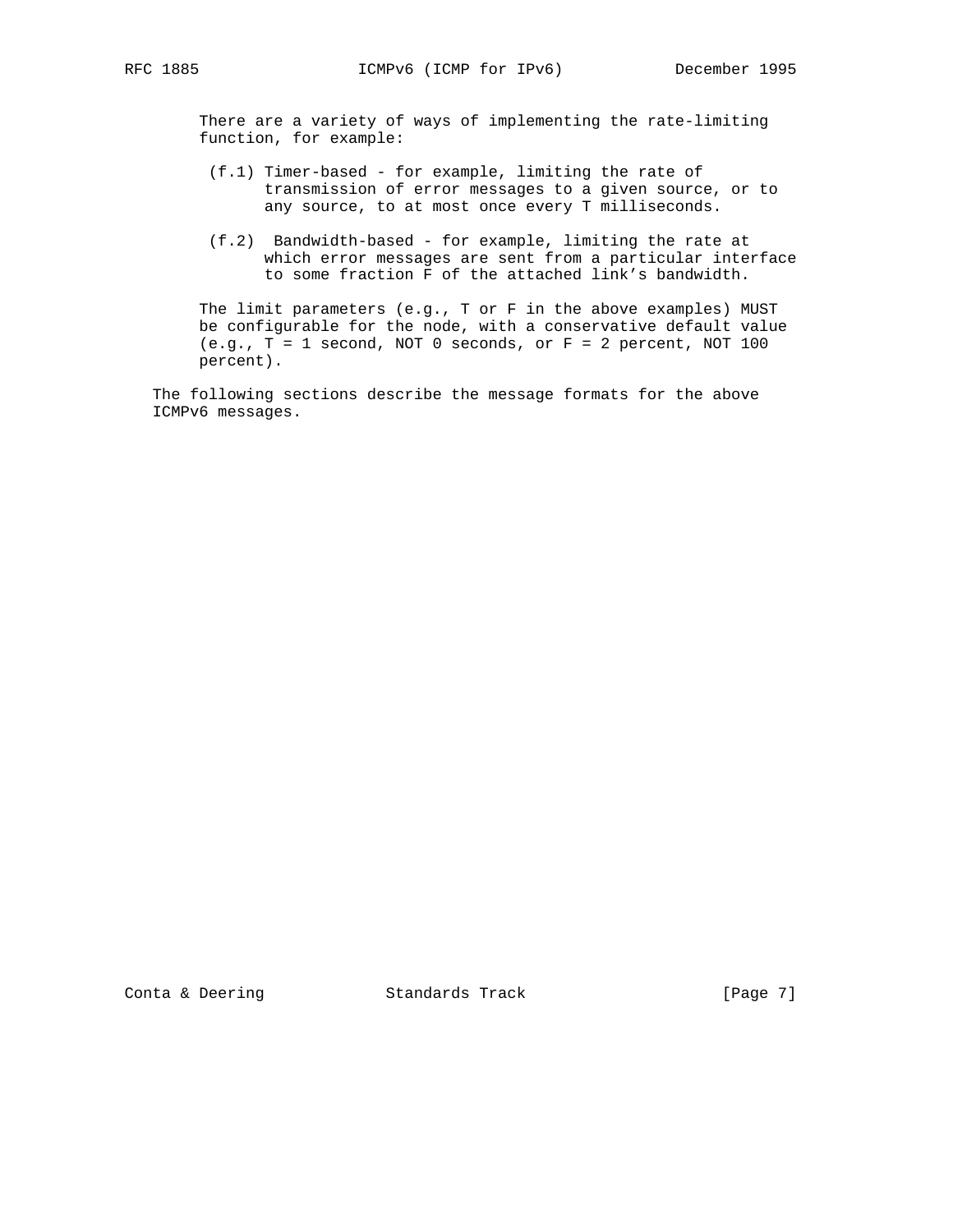There are a variety of ways of implementing the rate-limiting function, for example:

(f.1) Timer-based - for example, limiting the rate of transmission of error messages to a given source, or to any source, to at most once every T milliseconds.

(f.2) Bandwidth-based - for example, limiting the rate at which error messages are sent from a particular interface to some fraction F of the attached link's bandwidth.

The limit parameters (e.g., T or F in the above examples) MUST be configurable for the node, with a conservative default value (e.g., T = 1 second, NOT 0 seconds, or F = 2 percent, NOT 100 percent).

The following sections describe the message formats for the above ICMPv6 messages.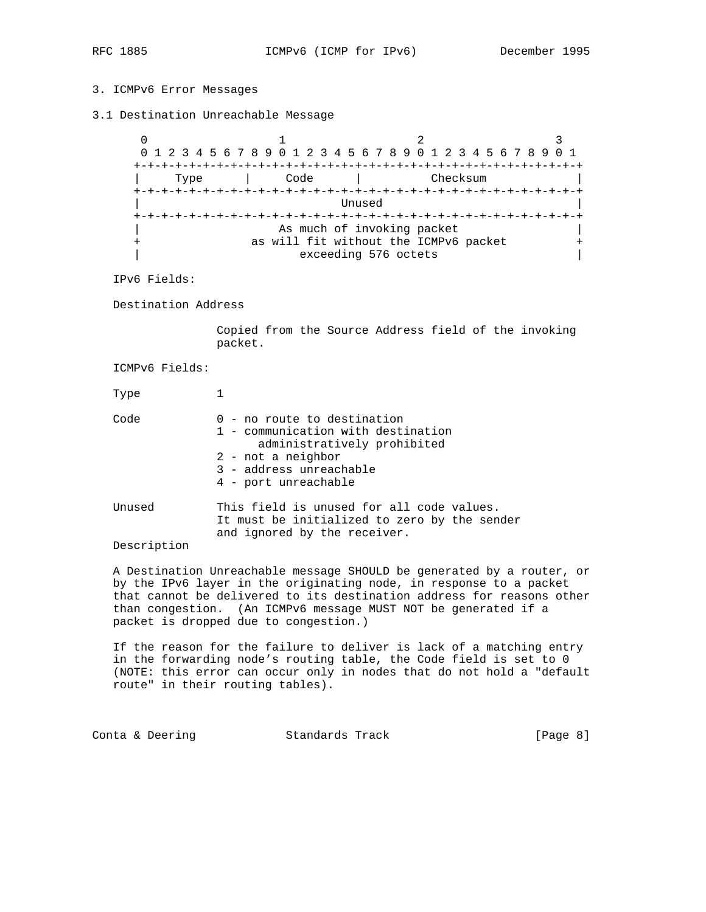## 3. ICMPv6 Error Messages

### 3.1 Destination Unreachable Message

```
 0                   1                   2                   3
 0 1 2 3 4 5 6 7 8 9 0 1 2 3 4 5 6 7 8 9 0 1 2 3 4 5 6 7 8 9 0 1
+-+-+-+-+-+-+-+-+-+-+-+-+-+-+-+-+-+-+-+-+-+-+-+-+-+-+-+-+-+-+-+-+
|     Type      |     Code      |          Checksum             |
+-+-+-+-+-+-+-+-+-+-+-+-+-+-+-+-+-+-+-+-+-+-+-+-+-+-+-+-+-+-+-+-+
|                             Unused                            |
+-+-+-+-+-+-+-+-+-+-+-+-+-+-+-+-+-+-+-+-+-+-+-+-+-+-+-+-+-+-+-+-+
|                    As much of invoking packet                 |
+                as will fit without the ICMPv6 packet          +
|                       exceeding 576 octets                    |
```

IPv6 Fields:

Destination Address

Copied from the Source Address field of the invoking packet.

ICMPv6 Fields:

Type 1

Code
- 0 - no route to destination
- 1 - communication with destination administratively prohibited
- 2 - not a neighbor
- 3 - address unreachable
- 4 - port unreachable

Unused This field is unused for all code values. It must be initialized to zero by the sender and ignored by the receiver.

Description

A Destination Unreachable message SHOULD be generated by a router, or by the IPv6 layer in the originating node, in response to a packet that cannot be delivered to its destination address for reasons other than congestion. (An ICMPv6 message MUST NOT be generated if a packet is dropped due to congestion.)

If the reason for the failure to deliver is lack of a matching entry in the forwarding node's routing table, the Code field is set to 0 (NOTE: this error can occur only in nodes that do not hold a "default route" in their routing tables).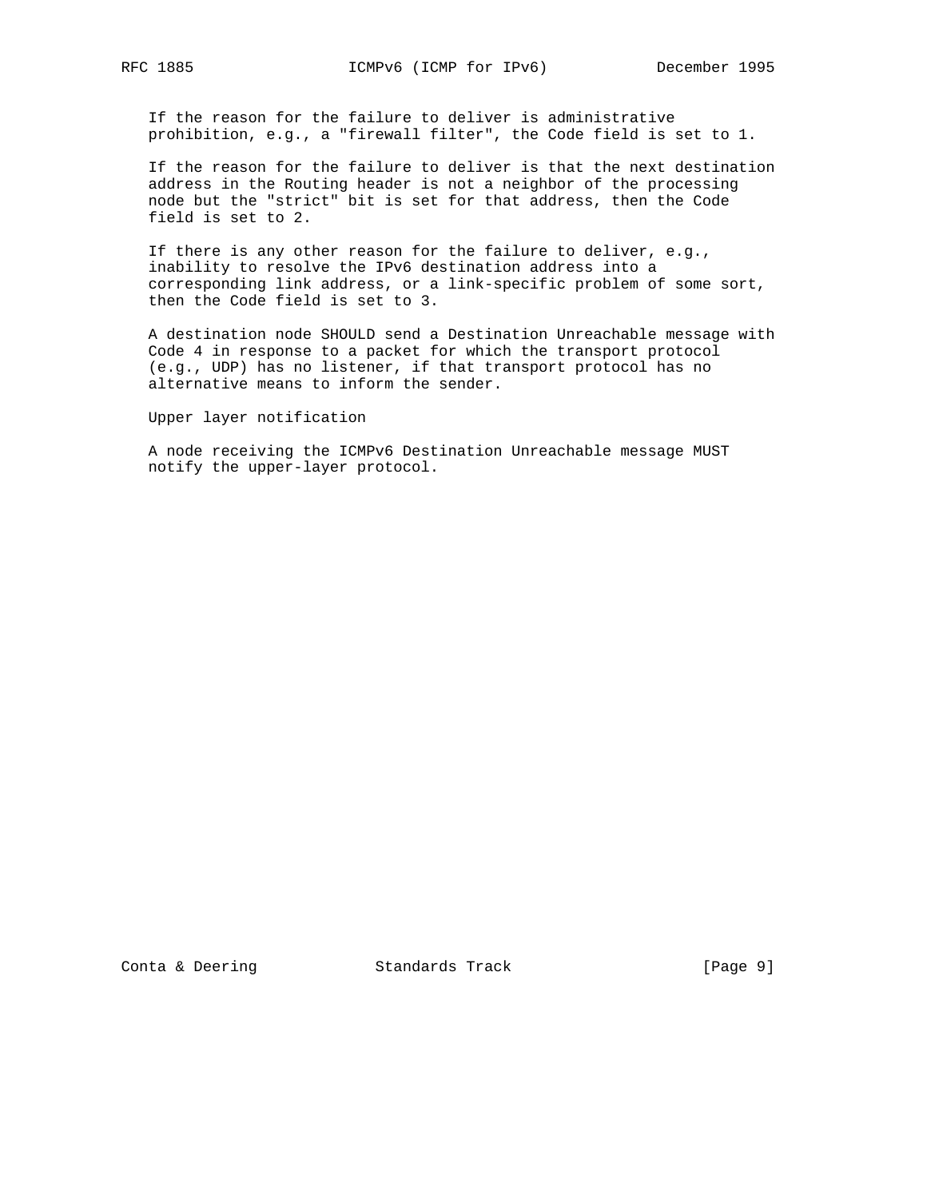If the reason for the failure to deliver is administrative prohibition, e.g., a "firewall filter", the Code field is set to 1.

If the reason for the failure to deliver is that the next destination address in the Routing header is not a neighbor of the processing node but the "strict" bit is set for that address, then the Code field is set to 2.

If there is any other reason for the failure to deliver, e.g., inability to resolve the IPv6 destination address into a corresponding link address, or a link-specific problem of some sort, then the Code field is set to 3.

A destination node SHOULD send a Destination Unreachable message with Code 4 in response to a packet for which the transport protocol (e.g., UDP) has no listener, if that transport protocol has no alternative means to inform the sender.

Upper layer notification

A node receiving the ICMPv6 Destination Unreachable message MUST notify the upper-layer protocol.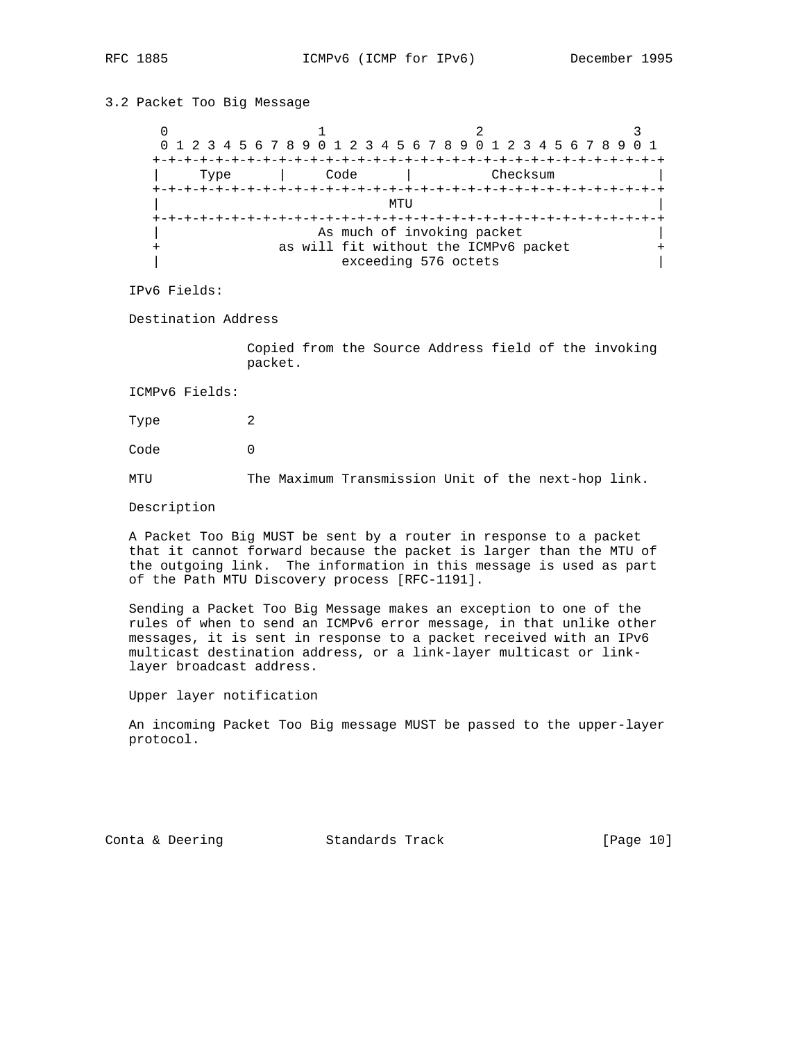### 3.2 Packet Too Big Message

```
    0                   1                   2                   3
    0 1 2 3 4 5 6 7 8 9 0 1 2 3 4 5 6 7 8 9 0 1 2 3 4 5 6 7 8 9 0 1
   +-+-+-+-+-+-+-+-+-+-+-+-+-+-+-+-+-+-+-+-+-+-+-+-+-+-+-+-+-+-+-+-+
   |     Type      |     Code      |          Checksum             |
   +-+-+-+-+-+-+-+-+-+-+-+-+-+-+-+-+-+-+-+-+-+-+-+-+-+-+-+-+-+-+-+-+
   |                             MTU                               |
   +-+-+-+-+-+-+-+-+-+-+-+-+-+-+-+-+-+-+-+-+-+-+-+-+-+-+-+-+-+-+-+-+
   |                    As much of invoking packet                 |
   +               as will fit without the ICMPv6 packet           +
   |                       exceeding 576 octets                    |
```

IPv6 Fields:

Destination Address

Copied from the Source Address field of the invoking packet.

ICMPv6 Fields:

Type 2

Code 0

MTU The Maximum Transmission Unit of the next-hop link.

Description

A Packet Too Big MUST be sent by a router in response to a packet that it cannot forward because the packet is larger than the MTU of the outgoing link. The information in this message is used as part of the Path MTU Discovery process [RFC-1191].

Sending a Packet Too Big Message makes an exception to one of the rules of when to send an ICMPv6 error message, in that unlike other messages, it is sent in response to a packet received with an IPv6 multicast destination address, or a link-layer multicast or link-layer broadcast address.

Upper layer notification

An incoming Packet Too Big message MUST be passed to the upper-layer protocol.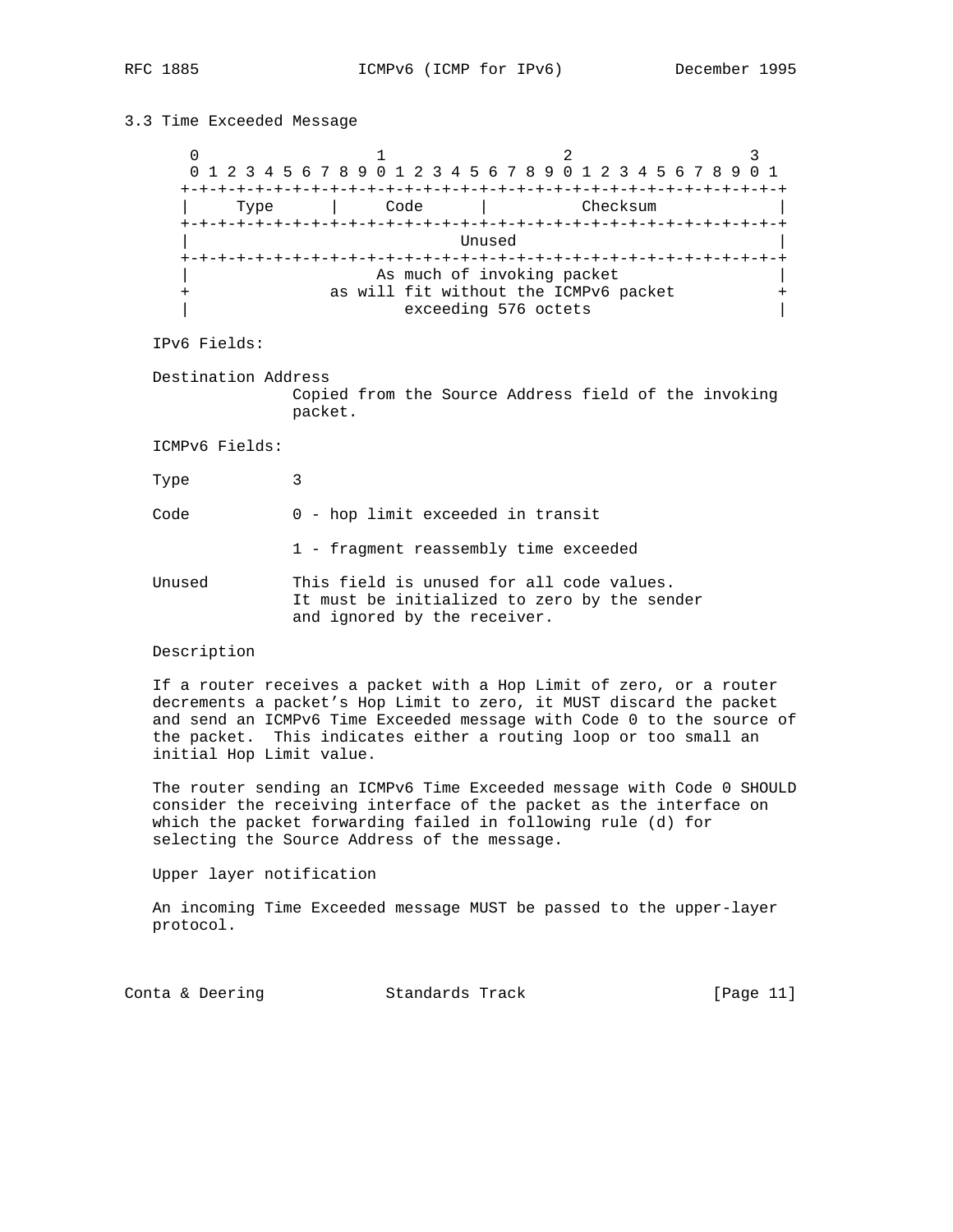### 3.3 Time Exceeded Message

```
    0                   1                   2                   3
    0 1 2 3 4 5 6 7 8 9 0 1 2 3 4 5 6 7 8 9 0 1 2 3 4 5 6 7 8 9 0 1
   +-+-+-+-+-+-+-+-+-+-+-+-+-+-+-+-+-+-+-+-+-+-+-+-+-+-+-+-+-+-+-+-+
   |     Type      |     Code      |          Checksum             |
   +-+-+-+-+-+-+-+-+-+-+-+-+-+-+-+-+-+-+-+-+-+-+-+-+-+-+-+-+-+-+-+-+
   |                             Unused                            |
   +-+-+-+-+-+-+-+-+-+-+-+-+-+-+-+-+-+-+-+-+-+-+-+-+-+-+-+-+-+-+-+-+
   |                    As much of invoking packet                 |
   +                as will fit without the ICMPv6 packet          +
   |                     exceeding 576 octets                      |
```

IPv6 Fields:

Destination Address
Copied from the Source Address field of the invoking packet.

ICMPv6 Fields:

Type 3

Code 0 - hop limit exceeded in transit

1 - fragment reassembly time exceeded

Unused This field is unused for all code values. It must be initialized to zero by the sender and ignored by the receiver.

Description

If a router receives a packet with a Hop Limit of zero, or a router decrements a packet's Hop Limit to zero, it MUST discard the packet and send an ICMPv6 Time Exceeded message with Code 0 to the source of the packet. This indicates either a routing loop or too small an initial Hop Limit value.

The router sending an ICMPv6 Time Exceeded message with Code 0 SHOULD consider the receiving interface of the packet as the interface on which the packet forwarding failed in following rule (d) for selecting the Source Address of the message.

Upper layer notification

An incoming Time Exceeded message MUST be passed to the upper-layer protocol.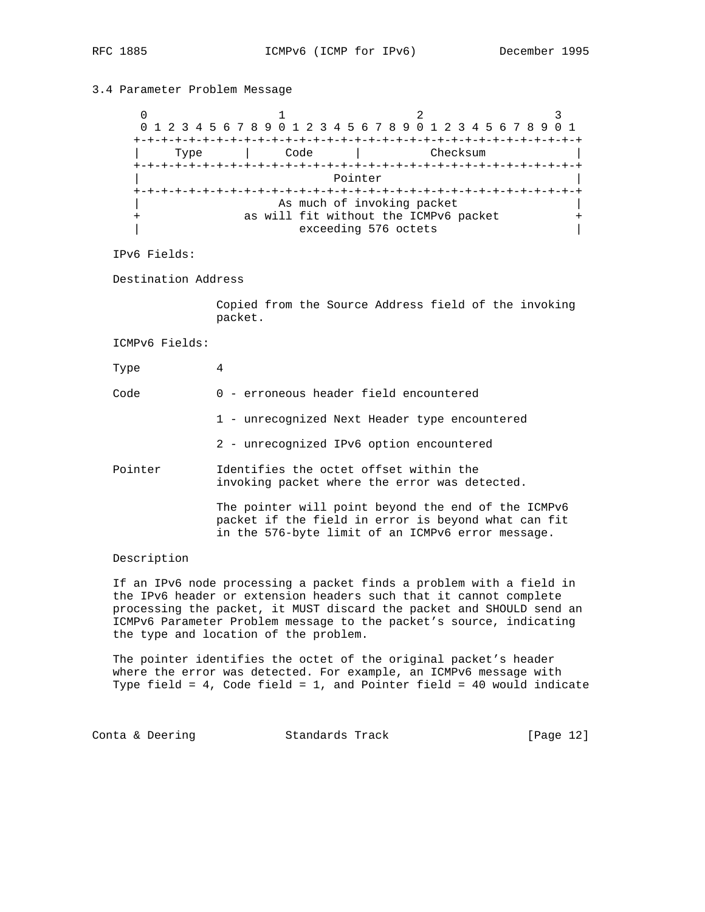### 3.4 Parameter Problem Message

```
       0                   1                   2                   3
       0 1 2 3 4 5 6 7 8 9 0 1 2 3 4 5 6 7 8 9 0 1 2 3 4 5 6 7 8 9 0 1
      +-+-+-+-+-+-+-+-+-+-+-+-+-+-+-+-+-+-+-+-+-+-+-+-+-+-+-+-+-+-+-+-+
      |     Type      |     Code      |          Checksum             |
      +-+-+-+-+-+-+-+-+-+-+-+-+-+-+-+-+-+-+-+-+-+-+-+-+-+-+-+-+-+-+-+-+
      |                            Pointer                            |
      +-+-+-+-+-+-+-+-+-+-+-+-+-+-+-+-+-+-+-+-+-+-+-+-+-+-+-+-+-+-+-+-+
      |                    As much of invoking packet                 |
      +               as will fit without the ICMPv6 packet           +
      |                       exceeding 576 octets                    |
```

IPv6 Fields:

Destination Address

Copied from the Source Address field of the invoking packet.

ICMPv6 Fields:

Type 4

Code

0 - erroneous header field encountered

1 - unrecognized Next Header type encountered

2 - unrecognized IPv6 option encountered

Pointer

Identifies the octet offset within the invoking packet where the error was detected.

The pointer will point beyond the end of the ICMPv6 packet if the field in error is beyond what can fit in the 576-byte limit of an ICMPv6 error message.

Description

If an IPv6 node processing a packet finds a problem with a field in the IPv6 header or extension headers such that it cannot complete processing the packet, it MUST discard the packet and SHOULD send an ICMPv6 Parameter Problem message to the packet's source, indicating the type and location of the problem.

The pointer identifies the octet of the original packet's header where the error was detected. For example, an ICMPv6 message with Type field = 4, Code field = 1, and Pointer field = 40 would indicate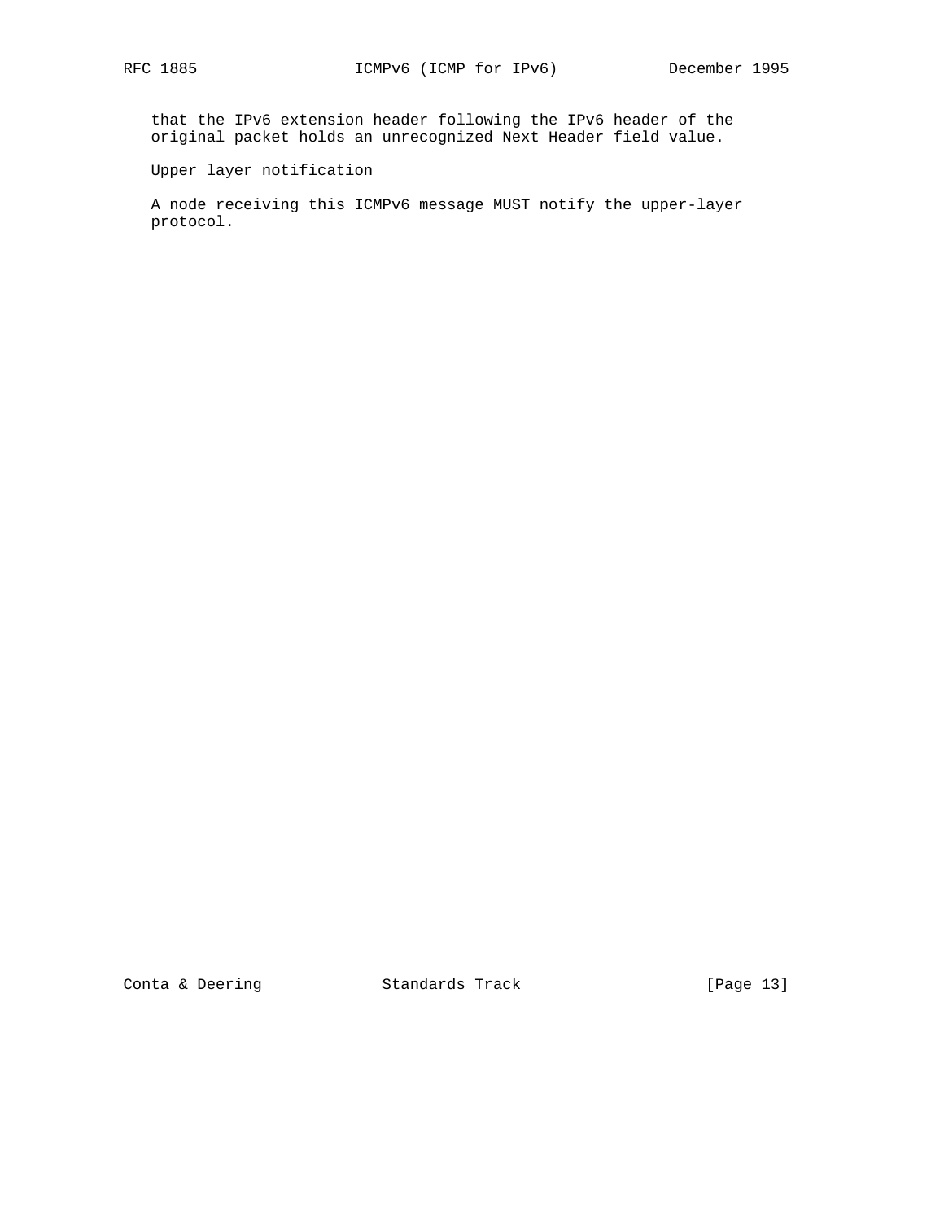that the IPv6 extension header following the IPv6 header of the original packet holds an unrecognized Next Header field value.

Upper layer notification

A node receiving this ICMPv6 message MUST notify the upper-layer protocol.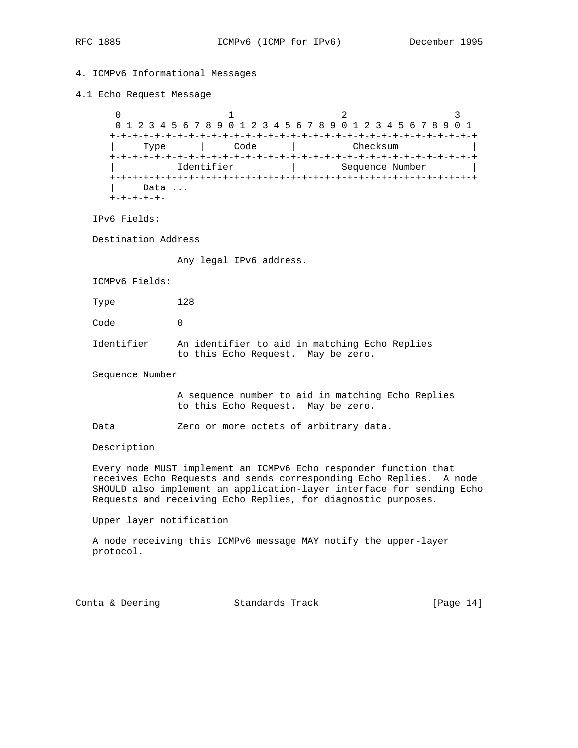## 4. ICMPv6 Informational Messages

### 4.1 Echo Request Message

```
    0                   1                   2                   3
    0 1 2 3 4 5 6 7 8 9 0 1 2 3 4 5 6 7 8 9 0 1 2 3 4 5 6 7 8 9 0 1
   +-+-+-+-+-+-+-+-+-+-+-+-+-+-+-+-+-+-+-+-+-+-+-+-+-+-+-+-+-+-+-+-+
   |     Type      |     Code      |          Checksum             |
   +-+-+-+-+-+-+-+-+-+-+-+-+-+-+-+-+-+-+-+-+-+-+-+-+-+-+-+-+-+-+-+-+
   |           Identifier          |        Sequence Number        |
   +-+-+-+-+-+-+-+-+-+-+-+-+-+-+-+-+-+-+-+-+-+-+-+-+-+-+-+-+-+-+-+-+
   |     Data ...
   +-+-+-+-+-
```

IPv6 Fields:

Destination Address

Any legal IPv6 address.

ICMPv6 Fields:

Type 128

Code 0

Identifier An identifier to aid in matching Echo Replies to this Echo Request. May be zero.

Sequence Number

A sequence number to aid in matching Echo Replies to this Echo Request. May be zero.

Data Zero or more octets of arbitrary data.

Description

Every node MUST implement an ICMPv6 Echo responder function that receives Echo Requests and sends corresponding Echo Replies. A node SHOULD also implement an application-layer interface for sending Echo Requests and receiving Echo Replies, for diagnostic purposes.

Upper layer notification

A node receiving this ICMPv6 message MAY notify the upper-layer protocol.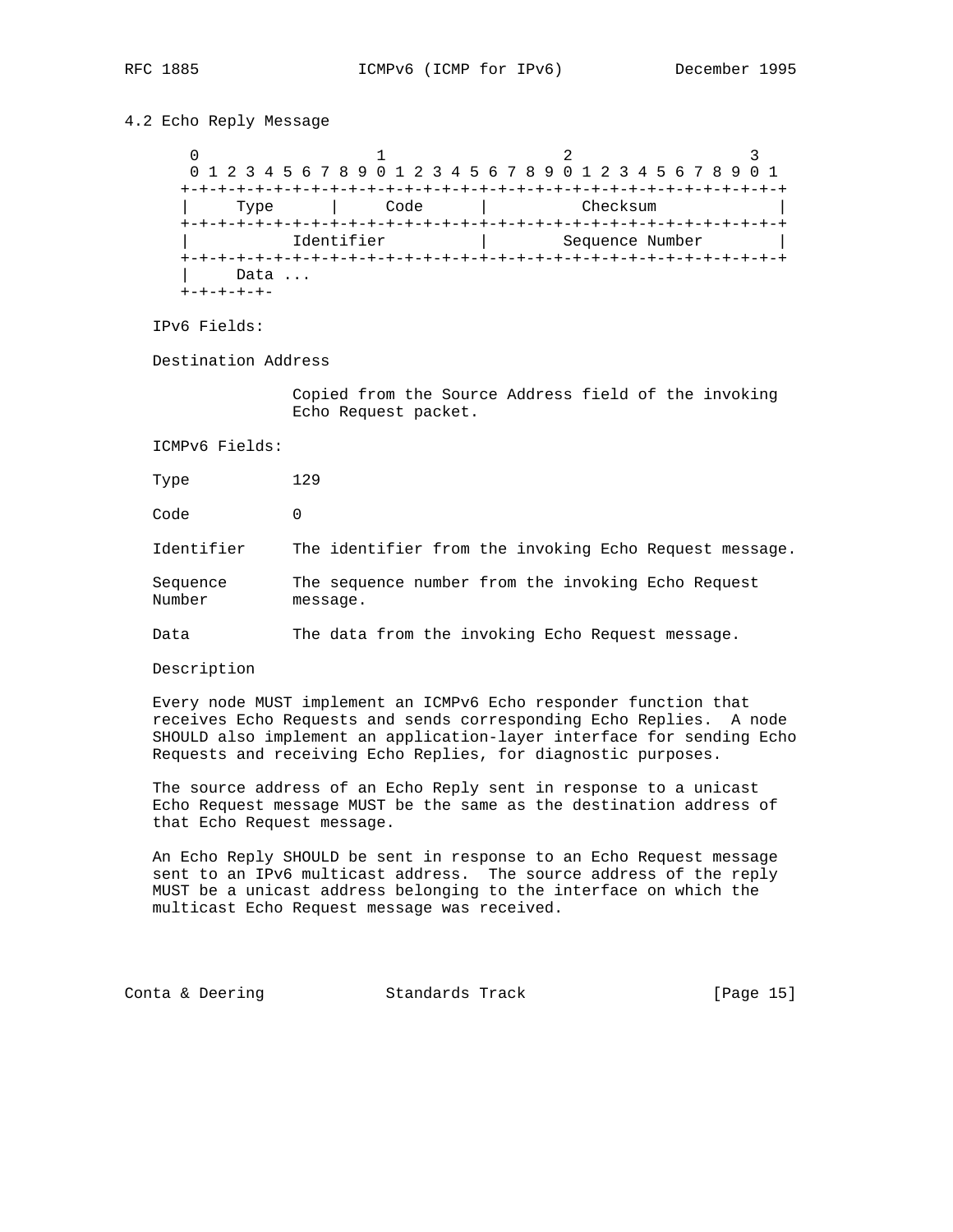## 4.2 Echo Reply Message

```
    0                   1                   2                   3
    0 1 2 3 4 5 6 7 8 9 0 1 2 3 4 5 6 7 8 9 0 1 2 3 4 5 6 7 8 9 0 1
   +-+-+-+-+-+-+-+-+-+-+-+-+-+-+-+-+-+-+-+-+-+-+-+-+-+-+-+-+-+-+-+-+
   |     Type      |     Code      |          Checksum             |
   +-+-+-+-+-+-+-+-+-+-+-+-+-+-+-+-+-+-+-+-+-+-+-+-+-+-+-+-+-+-+-+-+
   |           Identifier          |        Sequence Number        |
   +-+-+-+-+-+-+-+-+-+-+-+-+-+-+-+-+-+-+-+-+-+-+-+-+-+-+-+-+-+-+-+-+
   |     Data ...
   +-+-+-+-+-
```

IPv6 Fields:

Destination Address

Copied from the Source Address field of the invoking Echo Request packet.

ICMPv6 Fields:

Type 129

Code 0

Identifier The identifier from the invoking Echo Request message.

Sequence Number The sequence number from the invoking Echo Request message.

Data The data from the invoking Echo Request message.

Description

Every node MUST implement an ICMPv6 Echo responder function that receives Echo Requests and sends corresponding Echo Replies. A node SHOULD also implement an application-layer interface for sending Echo Requests and receiving Echo Replies, for diagnostic purposes.

The source address of an Echo Reply sent in response to a unicast Echo Request message MUST be the same as the destination address of that Echo Request message.

An Echo Reply SHOULD be sent in response to an Echo Request message sent to an IPv6 multicast address. The source address of the reply MUST be a unicast address belonging to the interface on which the multicast Echo Request message was received.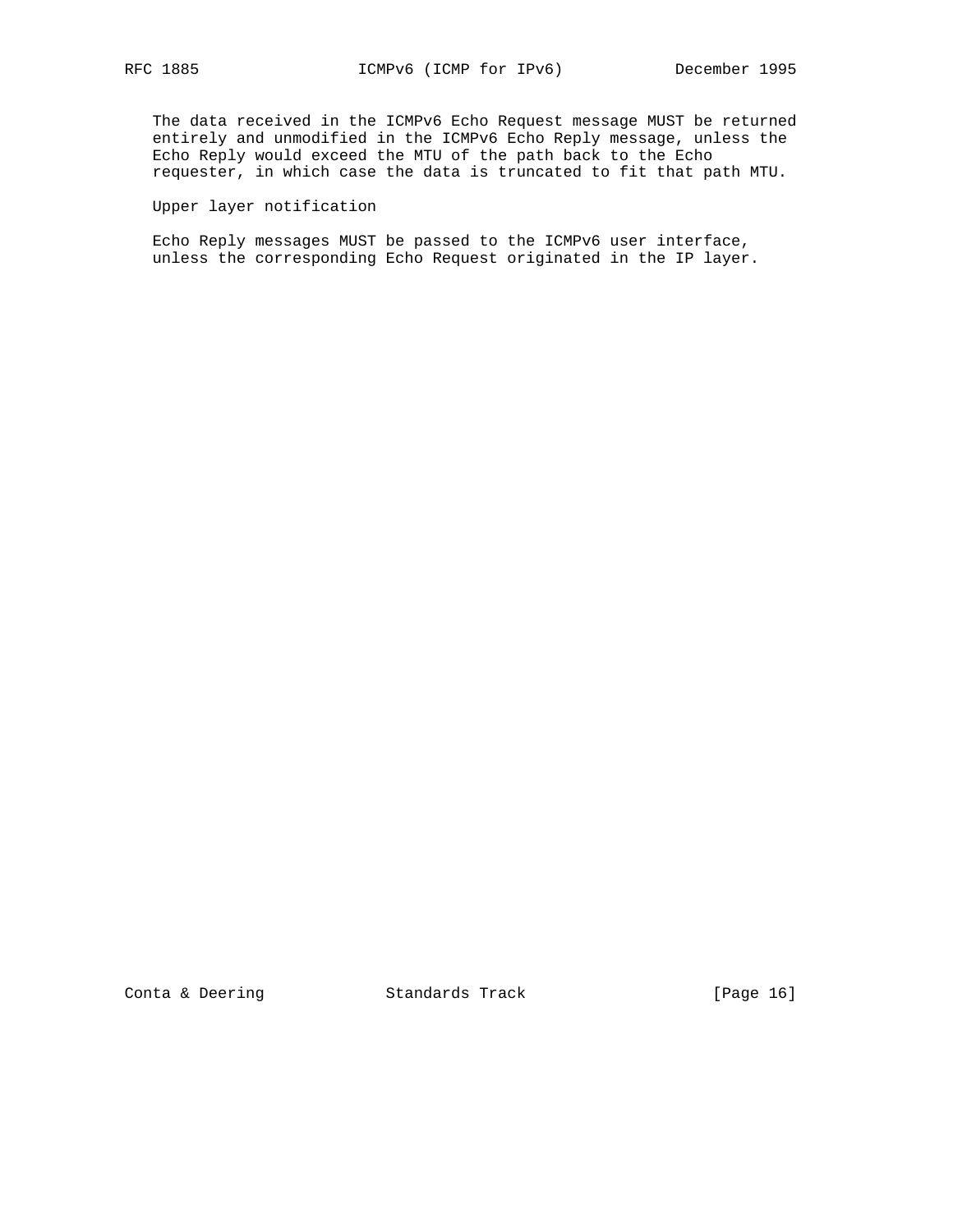The data received in the ICMPv6 Echo Request message MUST be returned entirely and unmodified in the ICMPv6 Echo Reply message, unless the Echo Reply would exceed the MTU of the path back to the Echo requester, in which case the data is truncated to fit that path MTU.

Upper layer notification

Echo Reply messages MUST be passed to the ICMPv6 user interface, unless the corresponding Echo Request originated in the IP layer.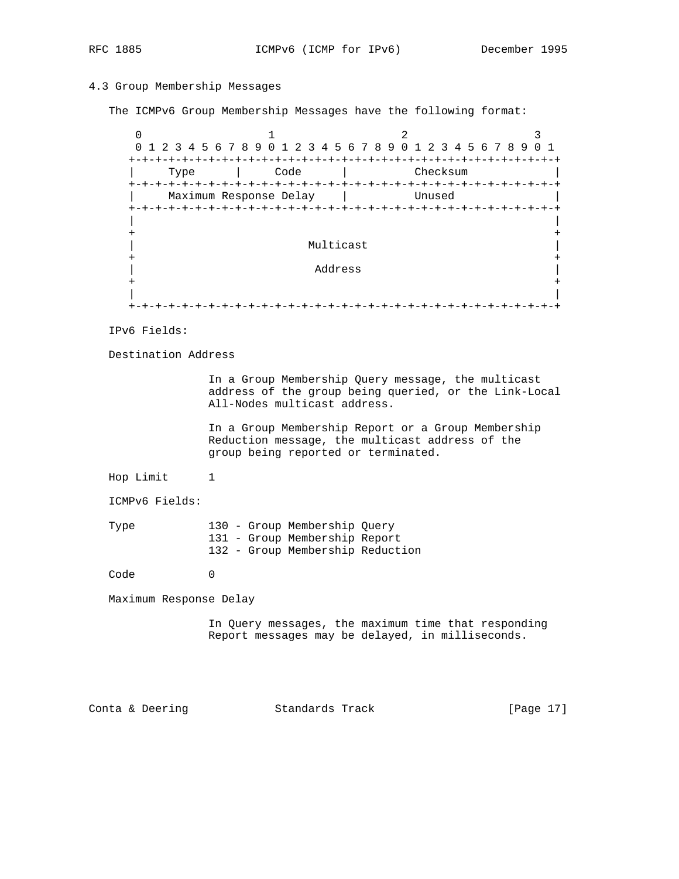### 4.3 Group Membership Messages

The ICMPv6 Group Membership Messages have the following format:

```
    0                   1                   2                   3
    0 1 2 3 4 5 6 7 8 9 0 1 2 3 4 5 6 7 8 9 0 1 2 3 4 5 6 7 8 9 0 1
   +-+-+-+-+-+-+-+-+-+-+-+-+-+-+-+-+-+-+-+-+-+-+-+-+-+-+-+-+-+-+-+-+
   |     Type      |     Code      |          Checksum             |
   +-+-+-+-+-+-+-+-+-+-+-+-+-+-+-+-+-+-+-+-+-+-+-+-+-+-+-+-+-+-+-+-+
   |     Maximum Response Delay    |          Unused               |
   +-+-+-+-+-+-+-+-+-+-+-+-+-+-+-+-+-+-+-+-+-+-+-+-+-+-+-+-+-+-+-+-+
   |                                                               |
   +                                                               +
   |                          Multicast                            |
   +                                                               +
   |                           Address                             |
   +                                                               +
   |                                                               |
   +-+-+-+-+-+-+-+-+-+-+-+-+-+-+-+-+-+-+-+-+-+-+-+-+-+-+-+-+-+-+-+-+
```

IPv6 Fields:

Destination Address

In a Group Membership Query message, the multicast address of the group being queried, or the Link-Local All-Nodes multicast address.

In a Group Membership Report or a Group Membership Reduction message, the multicast address of the group being reported or terminated.

Hop Limit 1

ICMPv6 Fields:

Type
- 130 - Group Membership Query
- 131 - Group Membership Report
- 132 - Group Membership Reduction

Code 0

Maximum Response Delay

In Query messages, the maximum time that responding Report messages may be delayed, in milliseconds.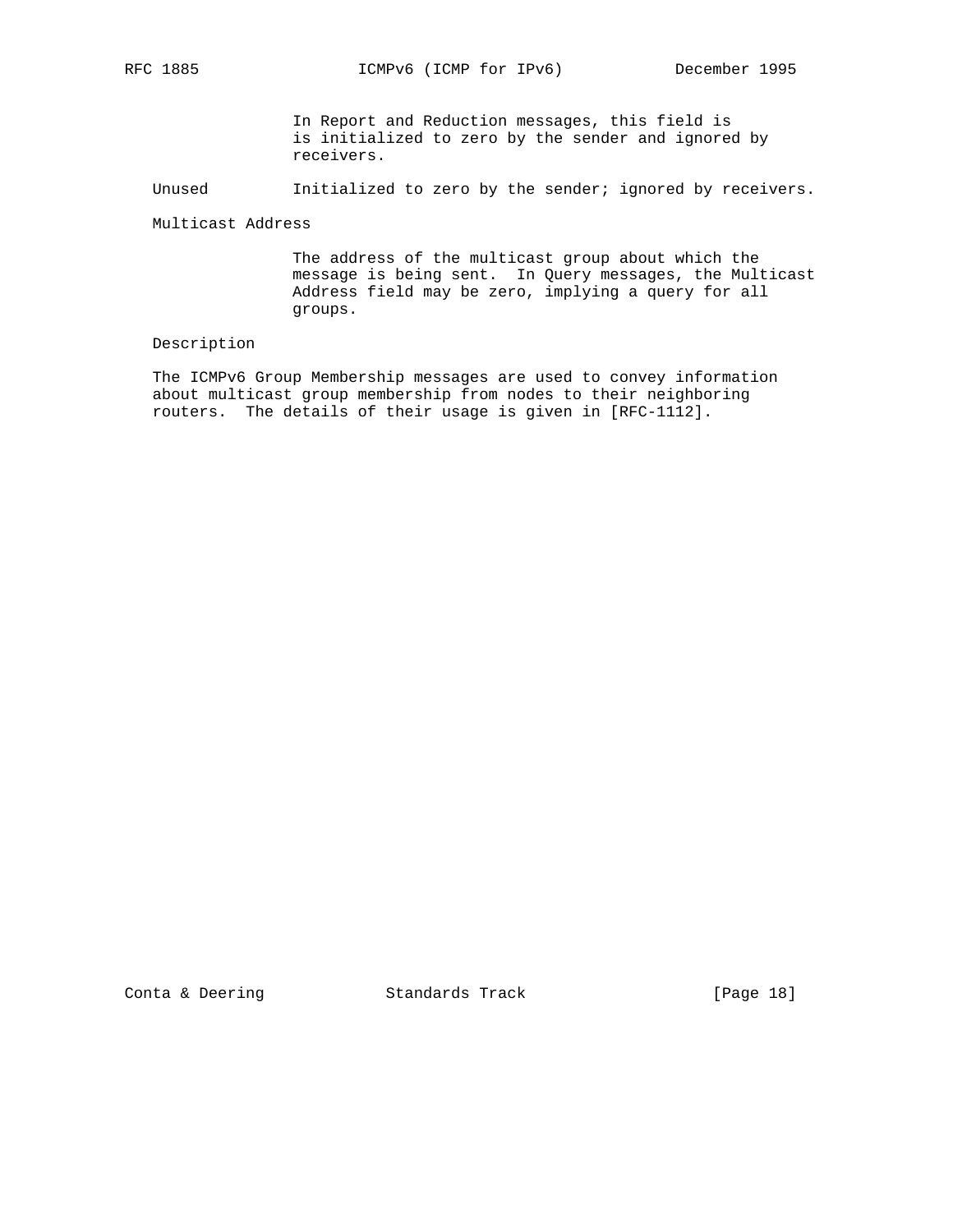In Report and Reduction messages, this field is is initialized to zero by the sender and ignored by receivers.

Unused — Initialized to zero by the sender; ignored by receivers.

Multicast Address

The address of the multicast group about which the message is being sent. In Query messages, the Multicast Address field may be zero, implying a query for all groups.

Description

The ICMPv6 Group Membership messages are used to convey information about multicast group membership from nodes to their neighboring routers. The details of their usage is given in [RFC-1112].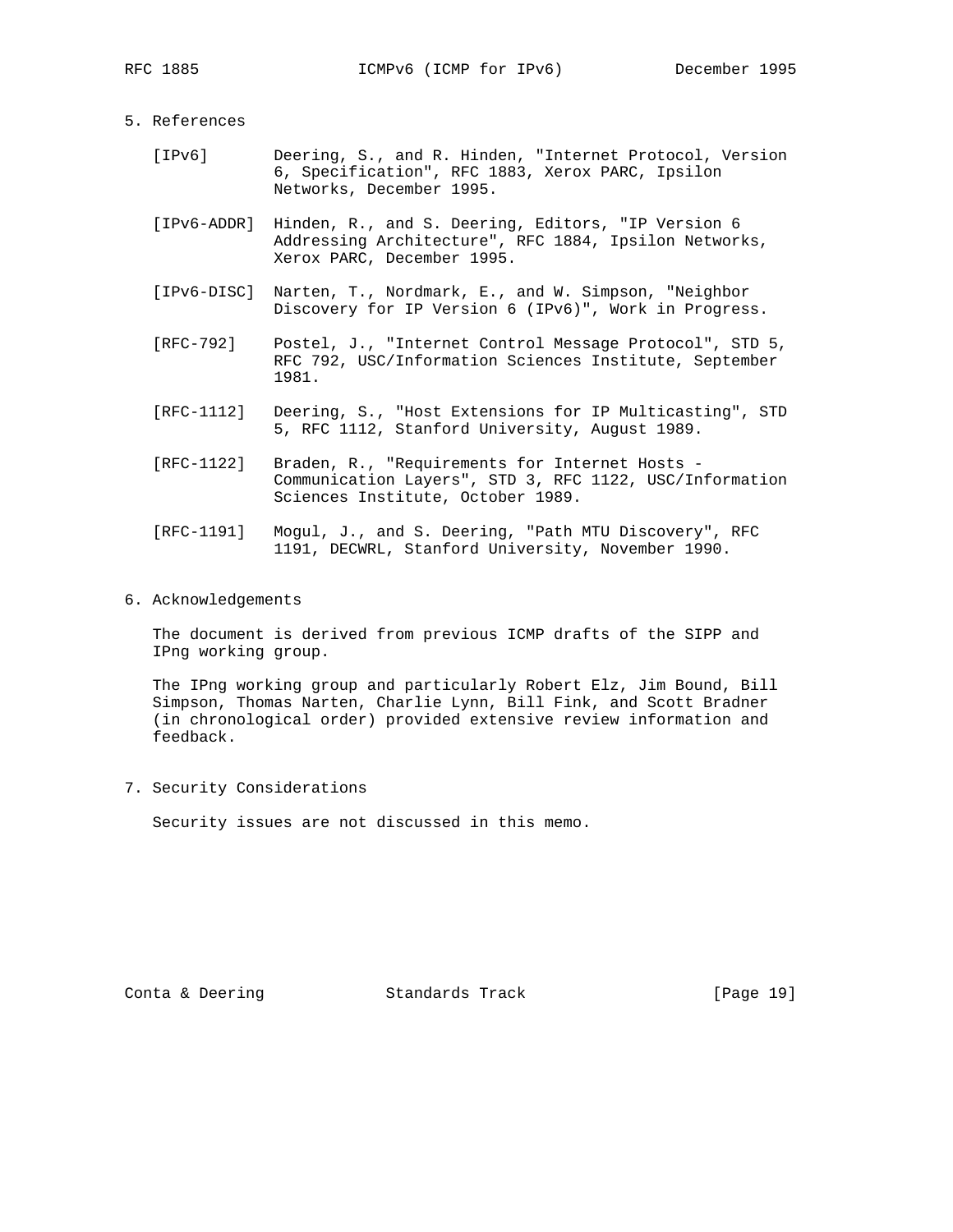## 5. References

[IPv6] Deering, S., and R. Hinden, "Internet Protocol, Version 6, Specification", RFC 1883, Xerox PARC, Ipsilon Networks, December 1995.

[IPv6-ADDR] Hinden, R., and S. Deering, Editors, "IP Version 6 Addressing Architecture", RFC 1884, Ipsilon Networks, Xerox PARC, December 1995.

[IPv6-DISC] Narten, T., Nordmark, E., and W. Simpson, "Neighbor Discovery for IP Version 6 (IPv6)", Work in Progress.

[RFC-792] Postel, J., "Internet Control Message Protocol", STD 5, RFC 792, USC/Information Sciences Institute, September 1981.

[RFC-1112] Deering, S., "Host Extensions for IP Multicasting", STD 5, RFC 1112, Stanford University, August 1989.

[RFC-1122] Braden, R., "Requirements for Internet Hosts - Communication Layers", STD 3, RFC 1122, USC/Information Sciences Institute, October 1989.

[RFC-1191] Mogul, J., and S. Deering, "Path MTU Discovery", RFC 1191, DECWRL, Stanford University, November 1990.

## 6. Acknowledgements

The document is derived from previous ICMP drafts of the SIPP and IPng working group.

The IPng working group and particularly Robert Elz, Jim Bound, Bill Simpson, Thomas Narten, Charlie Lynn, Bill Fink, and Scott Bradner (in chronological order) provided extensive review information and feedback.

## 7. Security Considerations

Security issues are not discussed in this memo.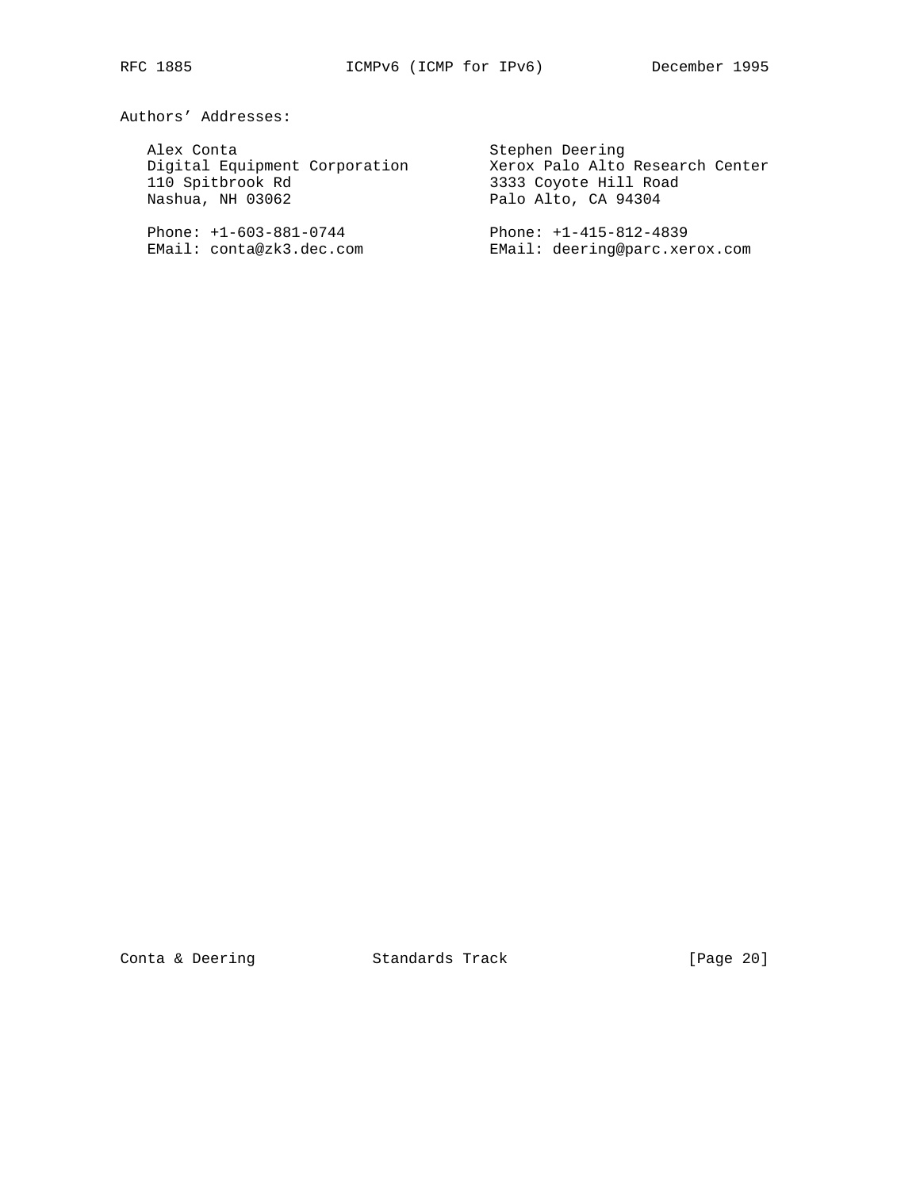Authors' Addresses:

Alex Conta
Digital Equipment Corporation
110 Spitbrook Rd
Nashua, NH 03062

Phone: +1-603-881-0744
EMail: conta@zk3.dec.com

Stephen Deering
Xerox Palo Alto Research Center
3333 Coyote Hill Road
Palo Alto, CA 94304

Phone: +1-415-812-4839
EMail: deering@parc.xerox.com